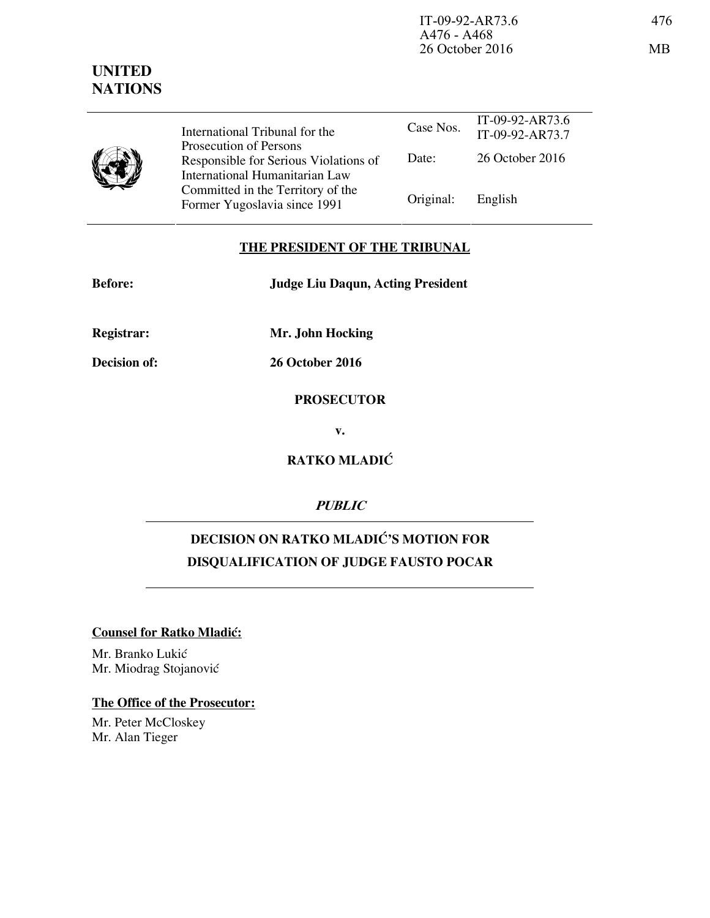IT-09-92-AR73.6
A476 - A468
26 October 2016

# UNITED NATIONS

| International Tribunal for the Prosecution of Persons Responsible for Serious Violations of International Humanitarian Law Committed in the Territory of the Former Yugoslavia since 1991 | Case Nos. | IT-09-92-AR73.6<br>IT-09-92-AR73.7 |
| --- | --- | --- |
| | Date: | 26 October 2016 |
| | Original: | English |

## THE PRESIDENT OF THE TRIBUNAL

**Before:** **Judge Liu Daqun, Acting President**

**Registrar:** **Mr. John Hocking**

**Decision of:** **26 October 2016**

**PROSECUTOR**

**v.**

**RATKO MLADIĆ**

***PUBLIC***

## DECISION ON RATKO MLADIĆ'S MOTION FOR DISQUALIFICATION OF JUDGE FAUSTO POCAR

**Counsel for Ratko Mladić:**

Mr. Branko Lukić
Mr. Miodrag Stojanović

**The Office of the Prosecutor:**

Mr. Peter McCloskey
Mr. Alan Tieger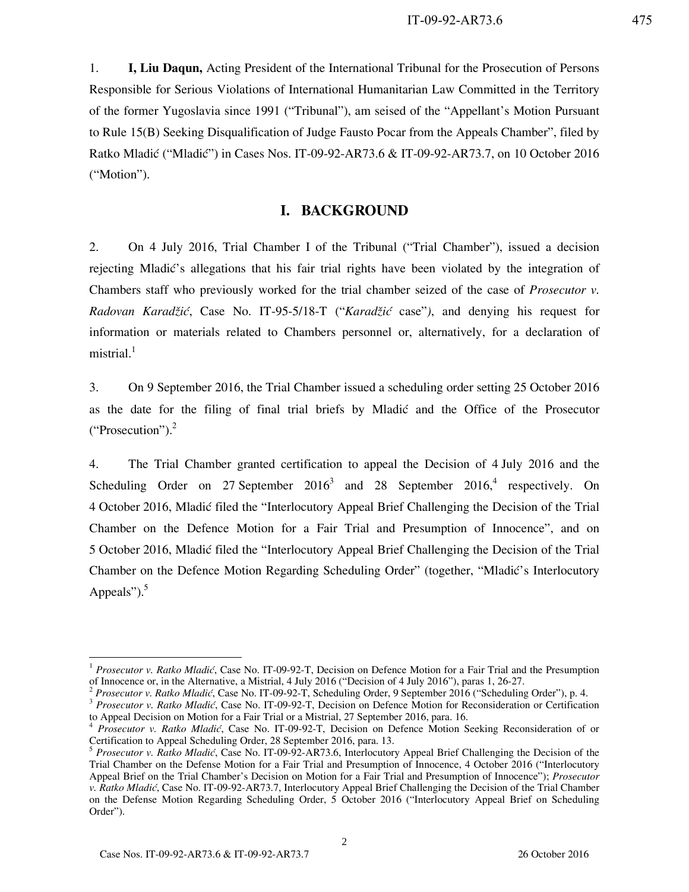1. **I, Liu Daqun,** Acting President of the International Tribunal for the Prosecution of Persons Responsible for Serious Violations of International Humanitarian Law Committed in the Territory of the former Yugoslavia since 1991 ("Tribunal"), am seised of the "Appellant's Motion Pursuant to Rule 15(B) Seeking Disqualification of Judge Fausto Pocar from the Appeals Chamber", filed by Ratko Mladić ("Mladić") in Cases Nos. IT-09-92-AR73.6 & IT-09-92-AR73.7, on 10 October 2016 ("Motion").

## I. BACKGROUND

2. On 4 July 2016, Trial Chamber I of the Tribunal ("Trial Chamber"), issued a decision rejecting Mladić's allegations that his fair trial rights have been violated by the integration of Chambers staff who previously worked for the trial chamber seized of the case of *Prosecutor v. Radovan Karadžić*, Case No. IT-95-5/18-T ("*Karadžić* case"), and denying his request for information or materials related to Chambers personnel or, alternatively, for a declaration of mistrial.[1]

3. On 9 September 2016, the Trial Chamber issued a scheduling order setting 25 October 2016 as the date for the filing of final trial briefs by Mladić and the Office of the Prosecutor ("Prosecution").[2]

4. The Trial Chamber granted certification to appeal the Decision of 4 July 2016 and the Scheduling Order on 27 September 2016[3] and 28 September 2016,[4] respectively. On 4 October 2016, Mladić filed the "Interlocutory Appeal Brief Challenging the Decision of the Trial Chamber on the Defence Motion for a Fair Trial and Presumption of Innocence", and on 5 October 2016, Mladić filed the "Interlocutory Appeal Brief Challenging the Decision of the Trial Chamber on the Defence Motion Regarding Scheduling Order" (together, "Mladić's Interlocutory Appeals").[5]

---

[1] *Prosecutor v. Ratko Mladić*, Case No. IT-09-92-T, Decision on Defence Motion for a Fair Trial and the Presumption of Innocence or, in the Alternative, a Mistrial, 4 July 2016 ("Decision of 4 July 2016"), paras 1, 26-27.

[2] *Prosecutor v. Ratko Mladić*, Case No. IT-09-92-T, Scheduling Order, 9 September 2016 ("Scheduling Order"), p. 4.

[3] *Prosecutor v. Ratko Mladić*, Case No. IT-09-92-T, Decision on Defence Motion for Reconsideration or Certification to Appeal Decision on Motion for a Fair Trial or a Mistrial, 27 September 2016, para. 16.

[4] *Prosecutor v. Ratko Mladić*, Case No. IT-09-92-T, Decision on Defence Motion Seeking Reconsideration of or Certification to Appeal Scheduling Order, 28 September 2016, para. 13.

[5] *Prosecutor v. Ratko Mladić*, Case No. IT-09-92-AR73.6, Interlocutory Appeal Brief Challenging the Decision of the Trial Chamber on the Defense Motion for a Fair Trial and Presumption of Innocence, 4 October 2016 ("Interlocutory Appeal Brief on the Trial Chamber's Decision on Motion for a Fair Trial and Presumption of Innocence"); *Prosecutor v. Ratko Mladić*, Case No. IT-09-92-AR73.7, Interlocutory Appeal Brief Challenging the Decision of the Trial Chamber on the Defense Motion Regarding Scheduling Order, 5 October 2016 ("Interlocutory Appeal Brief on Scheduling Order").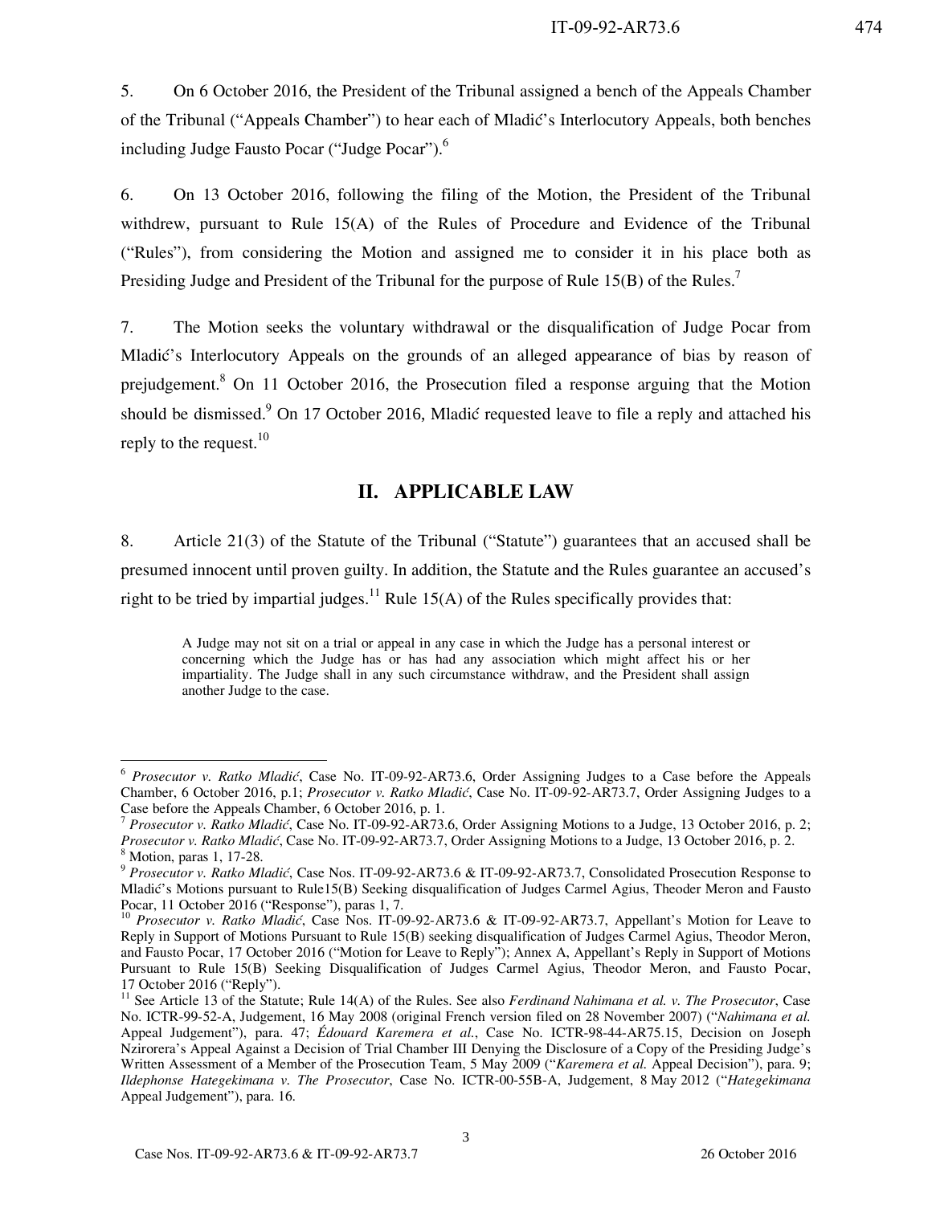5. On 6 October 2016, the President of the Tribunal assigned a bench of the Appeals Chamber of the Tribunal ("Appeals Chamber") to hear each of Mladić's Interlocutory Appeals, both benches including Judge Fausto Pocar ("Judge Pocar").[6]

6. On 13 October 2016, following the filing of the Motion, the President of the Tribunal withdrew, pursuant to Rule 15(A) of the Rules of Procedure and Evidence of the Tribunal ("Rules"), from considering the Motion and assigned me to consider it in his place both as Presiding Judge and President of the Tribunal for the purpose of Rule 15(B) of the Rules.[7]

7. The Motion seeks the voluntary withdrawal or the disqualification of Judge Pocar from Mladić's Interlocutory Appeals on the grounds of an alleged appearance of bias by reason of prejudgement.[8] On 11 October 2016, the Prosecution filed a response arguing that the Motion should be dismissed.[9] On 17 October 2016, Mladić requested leave to file a reply and attached his reply to the request.[10]

## II. APPLICABLE LAW

8. Article 21(3) of the Statute of the Tribunal ("Statute") guarantees that an accused shall be presumed innocent until proven guilty. In addition, the Statute and the Rules guarantee an accused's right to be tried by impartial judges.[11] Rule 15(A) of the Rules specifically provides that:

> A Judge may not sit on a trial or appeal in any case in which the Judge has a personal interest or concerning which the Judge has or has had any association which might affect his or her impartiality. The Judge shall in any such circumstance withdraw, and the President shall assign another Judge to the case.

---

[6] *Prosecutor v. Ratko Mladić*, Case No. IT-09-92-AR73.6, Order Assigning Judges to a Case before the Appeals Chamber, 6 October 2016, p.1; *Prosecutor v. Ratko Mladić*, Case No. IT-09-92-AR73.7, Order Assigning Judges to a Case before the Appeals Chamber, 6 October 2016, p. 1.

[7] *Prosecutor v. Ratko Mladić*, Case No. IT-09-92-AR73.6, Order Assigning Motions to a Judge, 13 October 2016, p. 2; *Prosecutor v. Ratko Mladić*, Case No. IT-09-92-AR73.7, Order Assigning Motions to a Judge, 13 October 2016, p. 2.

[8] Motion, paras 1, 17-28.

[9] *Prosecutor v. Ratko Mladić*, Case Nos. IT-09-92-AR73.6 & IT-09-92-AR73.7, Consolidated Prosecution Response to Mladić's Motions pursuant to Rule15(B) Seeking disqualification of Judges Carmel Agius, Theoder Meron and Fausto Pocar, 11 October 2016 ("Response"), paras 1, 7.

[10] *Prosecutor v. Ratko Mladić*, Case Nos. IT-09-92-AR73.6 & IT-09-92-AR73.7, Appellant's Motion for Leave to Reply in Support of Motions Pursuant to Rule 15(B) seeking disqualification of Judges Carmel Agius, Theodor Meron, and Fausto Pocar, 17 October 2016 ("Motion for Leave to Reply"); Annex A, Appellant's Reply in Support of Motions Pursuant to Rule 15(B) Seeking Disqualification of Judges Carmel Agius, Theodor Meron, and Fausto Pocar, 17 October 2016 ("Reply").

[11] See Article 13 of the Statute; Rule 14(A) of the Rules. See also *Ferdinand Nahimana et al. v. The Prosecutor*, Case No. ICTR-99-52-A, Judgement, 16 May 2008 (original French version filed on 28 November 2007) ("*Nahimana et al.* Appeal Judgement"), para. 47; *Édouard Karemera et al.*, Case No. ICTR-98-44-AR75.15, Decision on Joseph Nzirorera's Appeal Against a Decision of Trial Chamber III Denying the Disclosure of a Copy of the Presiding Judge's Written Assessment of a Member of the Prosecution Team, 5 May 2009 ("*Karemera et al.* Appeal Decision"), para. 9; *Ildephonse Hategekimana v. The Prosecutor*, Case No. ICTR-00-55B-A, Judgement, 8 May 2012 ("*Hategekimana* Appeal Judgement"), para. 16.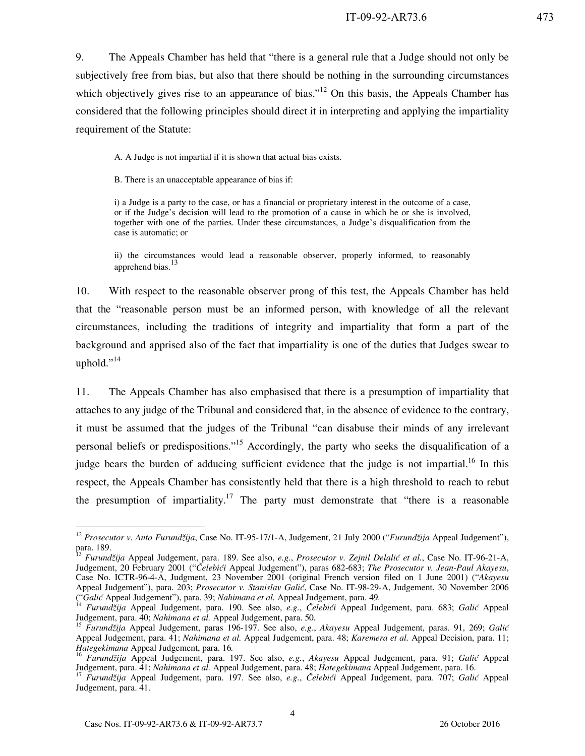9. The Appeals Chamber has held that "there is a general rule that a Judge should not only be subjectively free from bias, but also that there should be nothing in the surrounding circumstances which objectively gives rise to an appearance of bias."[12] On this basis, the Appeals Chamber has considered that the following principles should direct it in interpreting and applying the impartiality requirement of the Statute:

> A. A Judge is not impartial if it is shown that actual bias exists.
>
> B. There is an unacceptable appearance of bias if:
>
> i) a Judge is a party to the case, or has a financial or proprietary interest in the outcome of a case, or if the Judge's decision will lead to the promotion of a cause in which he or she is involved, together with one of the parties. Under these circumstances, a Judge's disqualification from the case is automatic; or
>
> ii) the circumstances would lead a reasonable observer, properly informed, to reasonably apprehend bias.[13]

10. With respect to the reasonable observer prong of this test, the Appeals Chamber has held that the "reasonable person must be an informed person, with knowledge of all the relevant circumstances, including the traditions of integrity and impartiality that form a part of the background and apprised also of the fact that impartiality is one of the duties that Judges swear to uphold."[14]

11. The Appeals Chamber has also emphasised that there is a presumption of impartiality that attaches to any judge of the Tribunal and considered that, in the absence of evidence to the contrary, it must be assumed that the judges of the Tribunal "can disabuse their minds of any irrelevant personal beliefs or predispositions."[15] Accordingly, the party who seeks the disqualification of a judge bears the burden of adducing sufficient evidence that the judge is not impartial.[16] In this respect, the Appeals Chamber has consistently held that there is a high threshold to reach to rebut the presumption of impartiality.[17] The party must demonstrate that "there is a reasonable

---

[12] *Prosecutor v. Anto Furundžija*, Case No. IT-95-17/1-A, Judgement, 21 July 2000 ("*Furundžija* Appeal Judgement"), para. 189.

[13] *Furundžija* Appeal Judgement, para. 189. See also, *e.g.*, *Prosecutor v. Zejnil Delalić et al.*, Case No. IT-96-21-A, Judgement, 20 February 2001 ("*Čelebići* Appeal Judgement"), paras 682-683; *The Prosecutor v. Jean-Paul Akayesu*, Case No. ICTR-96-4-A, Judgment, 23 November 2001 (original French version filed on 1 June 2001) ("*Akayesu* Appeal Judgement"), para. 203; *Prosecutor v. Stanislav Galić*, Case No. IT-98-29-A, Judgement, 30 November 2006 ("*Galić* Appeal Judgement"), para. 39; *Nahimana et al.* Appeal Judgement, para. 49.

[14] *Furundžija* Appeal Judgement, para. 190. See also, *e.g.*, *Čelebići* Appeal Judgement, para. 683; *Galić* Appeal Judgement, para. 40; *Nahimana et al.* Appeal Judgement, para. 50.

[15] *Furundžija* Appeal Judgement, paras 196-197. See also, *e.g.*, *Akayesu* Appeal Judgement, paras. 91, 269; *Galić* Appeal Judgement, para. 41; *Nahimana et al.* Appeal Judgement, para. 48; *Karemera et al.* Appeal Decision, para. 11; *Hategekimana* Appeal Judgement, para. 16.

[16] *Furundžija* Appeal Judgement, para. 197. See also, *e.g.*, *Akayesu* Appeal Judgement, para. 91; *Galić* Appeal Judgement, para. 41; *Nahimana et al.* Appeal Judgement, para. 48; *Hategekimana* Appeal Judgement, para. 16.

[17] *Furundžija* Appeal Judgement, para. 197. See also, *e.g.*, *Čelebići* Appeal Judgement, para. 707; *Galić* Appeal Judgement, para. 41.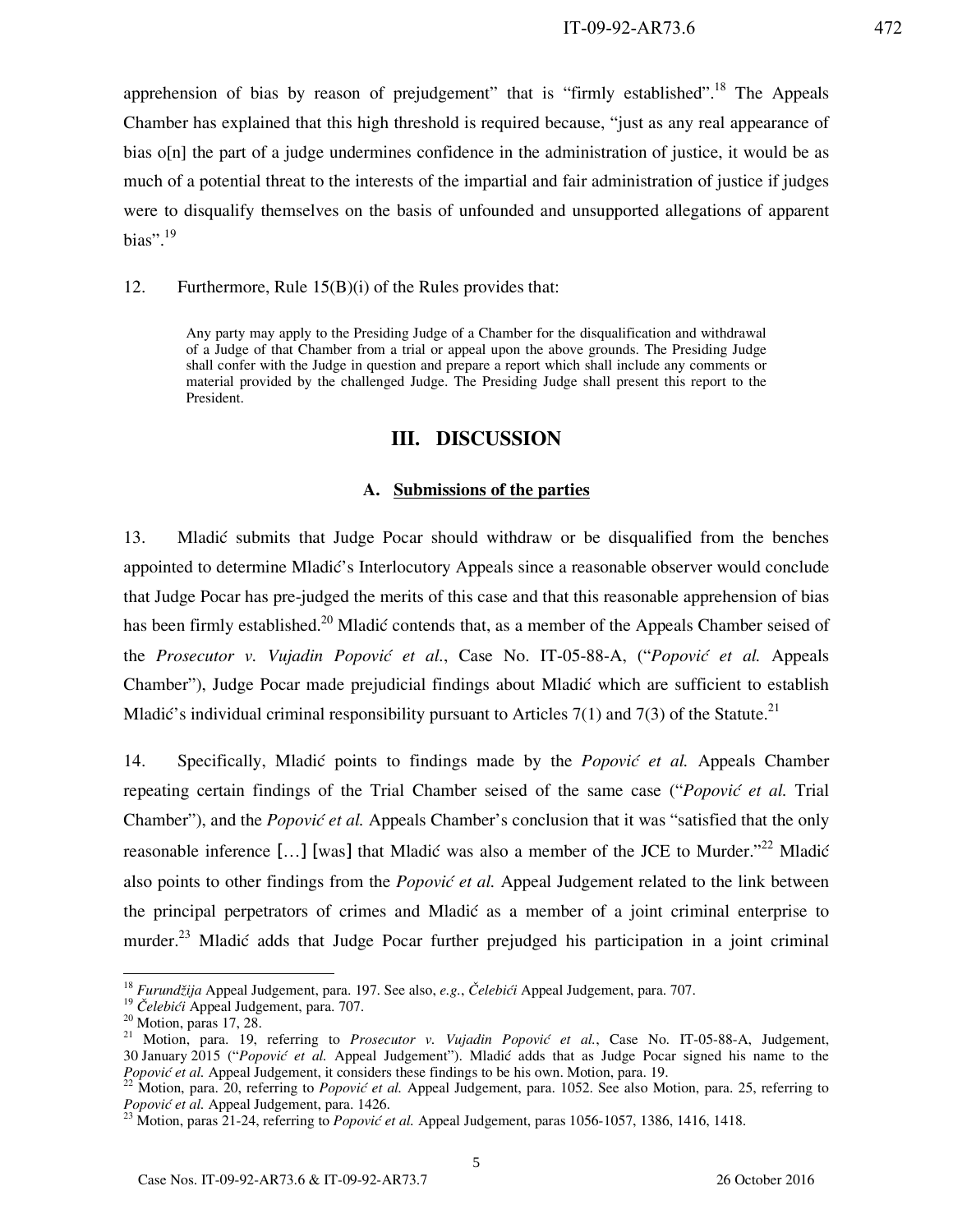apprehension of bias by reason of prejudgement" that is "firmly established".[18] The Appeals Chamber has explained that this high threshold is required because, "just as any real appearance of bias o[n] the part of a judge undermines confidence in the administration of justice, it would be as much of a potential threat to the interests of the impartial and fair administration of justice if judges were to disqualify themselves on the basis of unfounded and unsupported allegations of apparent bias".[19]

12. Furthermore, Rule 15(B)(i) of the Rules provides that:

> Any party may apply to the Presiding Judge of a Chamber for the disqualification and withdrawal of a Judge of that Chamber from a trial or appeal upon the above grounds. The Presiding Judge shall confer with the Judge in question and prepare a report which shall include any comments or material provided by the challenged Judge. The Presiding Judge shall present this report to the President.

## III. DISCUSSION

### A. Submissions of the parties

13. Mladić submits that Judge Pocar should withdraw or be disqualified from the benches appointed to determine Mladić's Interlocutory Appeals since a reasonable observer would conclude that Judge Pocar has pre-judged the merits of this case and that this reasonable apprehension of bias has been firmly established.[20] Mladić contends that, as a member of the Appeals Chamber seised of the *Prosecutor v. Vujadin Popović et al.*, Case No. IT-05-88-A, ("*Popović et al.* Appeals Chamber"), Judge Pocar made prejudicial findings about Mladić which are sufficient to establish Mladić's individual criminal responsibility pursuant to Articles 7(1) and 7(3) of the Statute.[21]

14. Specifically, Mladić points to findings made by the *Popović et al.* Appeals Chamber repeating certain findings of the Trial Chamber seised of the same case ("*Popović et al.* Trial Chamber"), and the *Popović et al.* Appeals Chamber's conclusion that it was "satisfied that the only reasonable inference [...] [was] that Mladić was also a member of the JCE to Murder."[22] Mladić also points to other findings from the *Popović et al.* Appeal Judgement related to the link between the principal perpetrators of crimes and Mladić as a member of a joint criminal enterprise to murder.[23] Mladić adds that Judge Pocar further prejudged his participation in a joint criminal

---

[18] *Furundžija* Appeal Judgement, para. 197. See also, *e.g.*, *Čelebići* Appeal Judgement, para. 707.

[19] *Čelebići* Appeal Judgement, para. 707.

[20] Motion, paras 17, 28.

[21] Motion, para. 19, referring to *Prosecutor v. Vujadin Popović et al.*, Case No. IT-05-88-A, Judgement, 30 January 2015 ("*Popović et al.* Appeal Judgement"). Mladić adds that as Judge Pocar signed his name to the *Popović et al.* Appeal Judgement, it considers these findings to be his own. Motion, para. 19.

[22] Motion, para. 20, referring to *Popović et al.* Appeal Judgement, para. 1052. See also Motion, para. 25, referring to *Popović et al.* Appeal Judgement, para. 1426.

[23] Motion, paras 21-24, referring to *Popović et al.* Appeal Judgement, paras 1056-1057, 1386, 1416, 1418.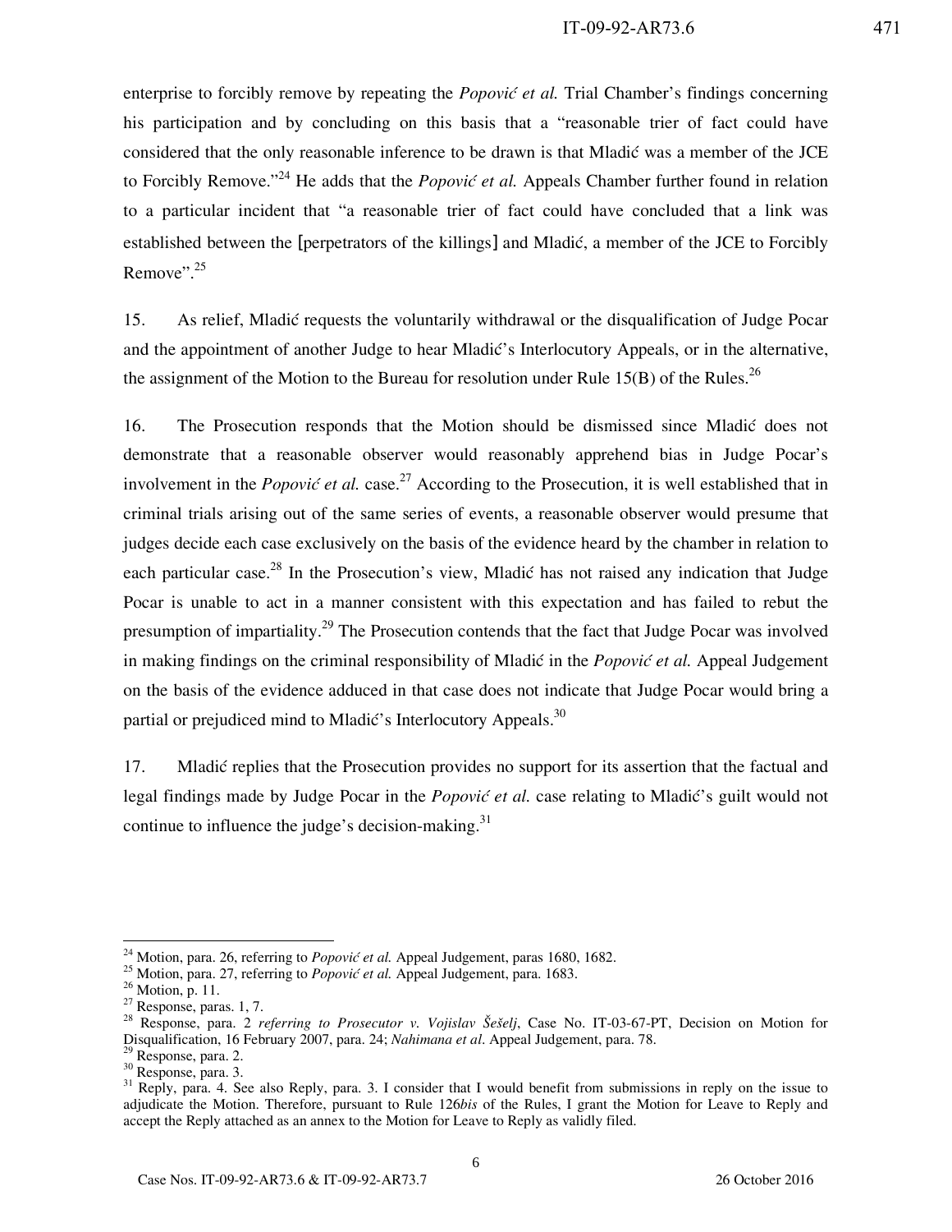enterprise to forcibly remove by repeating the *Popović et al.* Trial Chamber's findings concerning his participation and by concluding on this basis that a "reasonable trier of fact could have considered that the only reasonable inference to be drawn is that Mladić was a member of the JCE to Forcibly Remove."[24] He adds that the *Popović et al.* Appeals Chamber further found in relation to a particular incident that "a reasonable trier of fact could have concluded that a link was established between the [perpetrators of the killings] and Mladić, a member of the JCE to Forcibly Remove".[25]

15. As relief, Mladić requests the voluntarily withdrawal or the disqualification of Judge Pocar and the appointment of another Judge to hear Mladić's Interlocutory Appeals, or in the alternative, the assignment of the Motion to the Bureau for resolution under Rule 15(B) of the Rules.[26]

16. The Prosecution responds that the Motion should be dismissed since Mladić does not demonstrate that a reasonable observer would reasonably apprehend bias in Judge Pocar's involvement in the *Popović et al.* case.[27] According to the Prosecution, it is well established that in criminal trials arising out of the same series of events, a reasonable observer would presume that judges decide each case exclusively on the basis of the evidence heard by the chamber in relation to each particular case.[28] In the Prosecution's view, Mladić has not raised any indication that Judge Pocar is unable to act in a manner consistent with this expectation and has failed to rebut the presumption of impartiality.[29] The Prosecution contends that the fact that Judge Pocar was involved in making findings on the criminal responsibility of Mladić in the *Popović et al.* Appeal Judgement on the basis of the evidence adduced in that case does not indicate that Judge Pocar would bring a partial or prejudiced mind to Mladić's Interlocutory Appeals.[30]

17. Mladić replies that the Prosecution provides no support for its assertion that the factual and legal findings made by Judge Pocar in the *Popović et al.* case relating to Mladić's guilt would not continue to influence the judge's decision-making.[31]

---

[24] Motion, para. 26, referring to *Popović et al.* Appeal Judgement, paras 1680, 1682.

[25] Motion, para. 27, referring to *Popović et al.* Appeal Judgement, para. 1683.

[26] Motion, p. 11.

[27] Response, paras. 1, 7.

[28] Response, para. 2 *referring to Prosecutor v. Vojislav Šešelj*, Case No. IT-03-67-PT, Decision on Motion for Disqualification, 16 February 2007, para. 24; *Nahimana et al*. Appeal Judgement, para. 78.

[29] Response, para. 2.

[30] Response, para. 3.

[31] Reply, para. 4. See also Reply, para. 3. I consider that I would benefit from submissions in reply on the issue to adjudicate the Motion. Therefore, pursuant to Rule 126*bis* of the Rules, I grant the Motion for Leave to Reply and accept the Reply attached as an annex to the Motion for Leave to Reply as validly filed.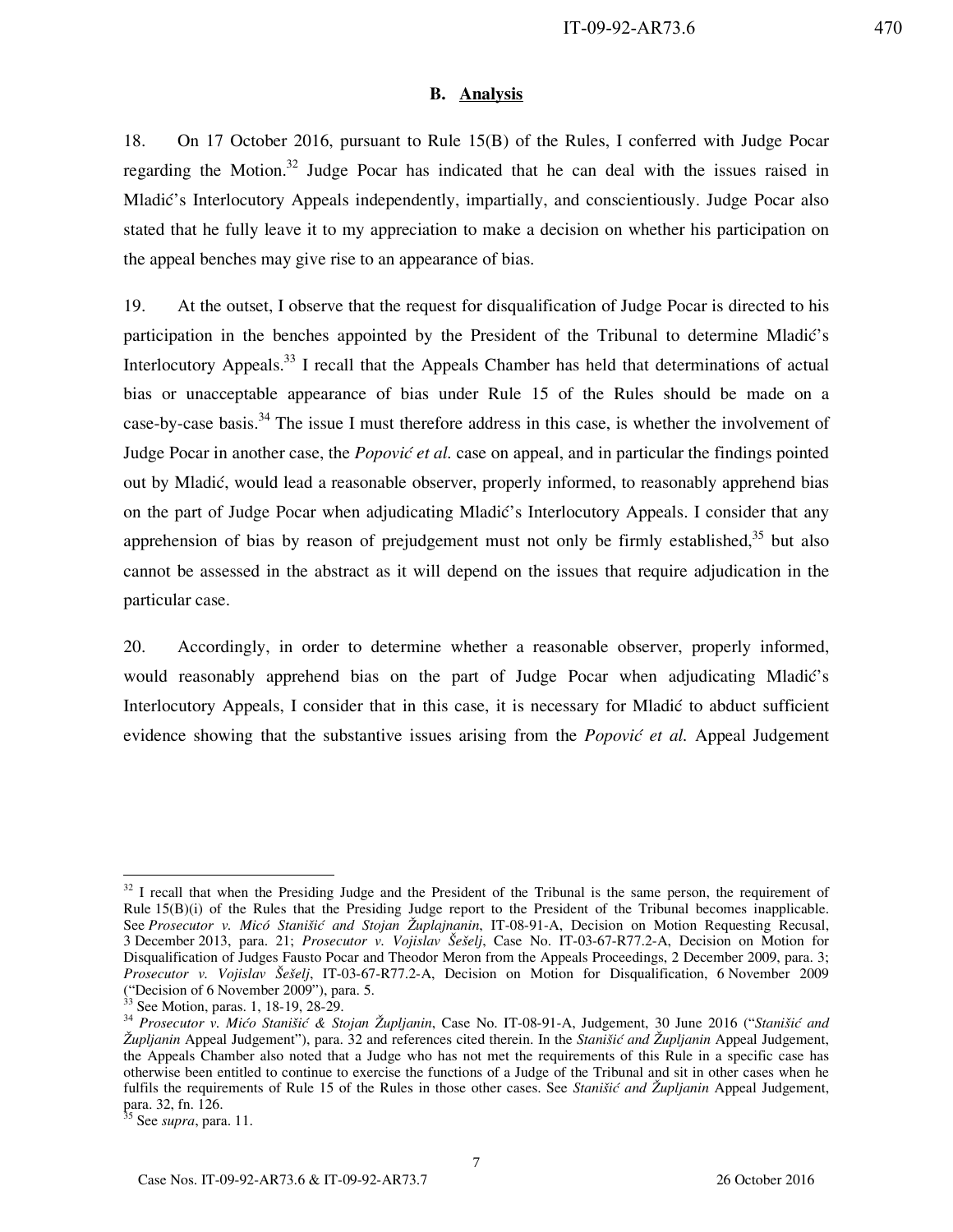## B. Analysis

18. On 17 October 2016, pursuant to Rule 15(B) of the Rules, I conferred with Judge Pocar regarding the Motion.[32] Judge Pocar has indicated that he can deal with the issues raised in Mladić's Interlocutory Appeals independently, impartially, and conscientiously. Judge Pocar also stated that he fully leave it to my appreciation to make a decision on whether his participation on the appeal benches may give rise to an appearance of bias.

19. At the outset, I observe that the request for disqualification of Judge Pocar is directed to his participation in the benches appointed by the President of the Tribunal to determine Mladić's Interlocutory Appeals.[33] I recall that the Appeals Chamber has held that determinations of actual bias or unacceptable appearance of bias under Rule 15 of the Rules should be made on a case-by-case basis.[34] The issue I must therefore address in this case, is whether the involvement of Judge Pocar in another case, the *Popović et al.* case on appeal, and in particular the findings pointed out by Mladić, would lead a reasonable observer, properly informed, to reasonably apprehend bias on the part of Judge Pocar when adjudicating Mladić's Interlocutory Appeals. I consider that any apprehension of bias by reason of prejudgement must not only be firmly established,[35] but also cannot be assessed in the abstract as it will depend on the issues that require adjudication in the particular case.

20. Accordingly, in order to determine whether a reasonable observer, properly informed, would reasonably apprehend bias on the part of Judge Pocar when adjudicating Mladić's Interlocutory Appeals, I consider that in this case, it is necessary for Mladić to abduct sufficient evidence showing that the substantive issues arising from the *Popović et al.* Appeal Judgement

---

[32] I recall that when the Presiding Judge and the President of the Tribunal is the same person, the requirement of Rule 15(B)(i) of the Rules that the Presiding Judge report to the President of the Tribunal becomes inapplicable. See *Prosecutor v. Micó Stanišić and Stojan Župlajnanin*, IT-08-91-A, Decision on Motion Requesting Recusal, 3 December 2013, para. 21; *Prosecutor v. Vojislav Šešelj*, Case No. IT-03-67-R77.2-A, Decision on Motion for Disqualification of Judges Fausto Pocar and Theodor Meron from the Appeals Proceedings, 2 December 2009, para. 3; *Prosecutor v. Vojislav Šešelj*, IT-03-67-R77.2-A, Decision on Motion for Disqualification, 6 November 2009 ("Decision of 6 November 2009"), para. 5.

[33] See Motion, paras. 1, 18-19, 28-29.

[34] *Prosecutor v. Mićo Stanišić & Stojan Župljanin*, Case No. IT-08-91-A, Judgement, 30 June 2016 ("*Stanišić and Župljanin* Appeal Judgement"), para. 32 and references cited therein. In the *Stanišić and Župljanin* Appeal Judgement, the Appeals Chamber also noted that a Judge who has not met the requirements of this Rule in a specific case has otherwise been entitled to continue to exercise the functions of a Judge of the Tribunal and sit in other cases when he fulfils the requirements of Rule 15 of the Rules in those other cases. See *Stanišić and Župljanin* Appeal Judgement, para. 32, fn. 126.

[35] See *supra*, para. 11.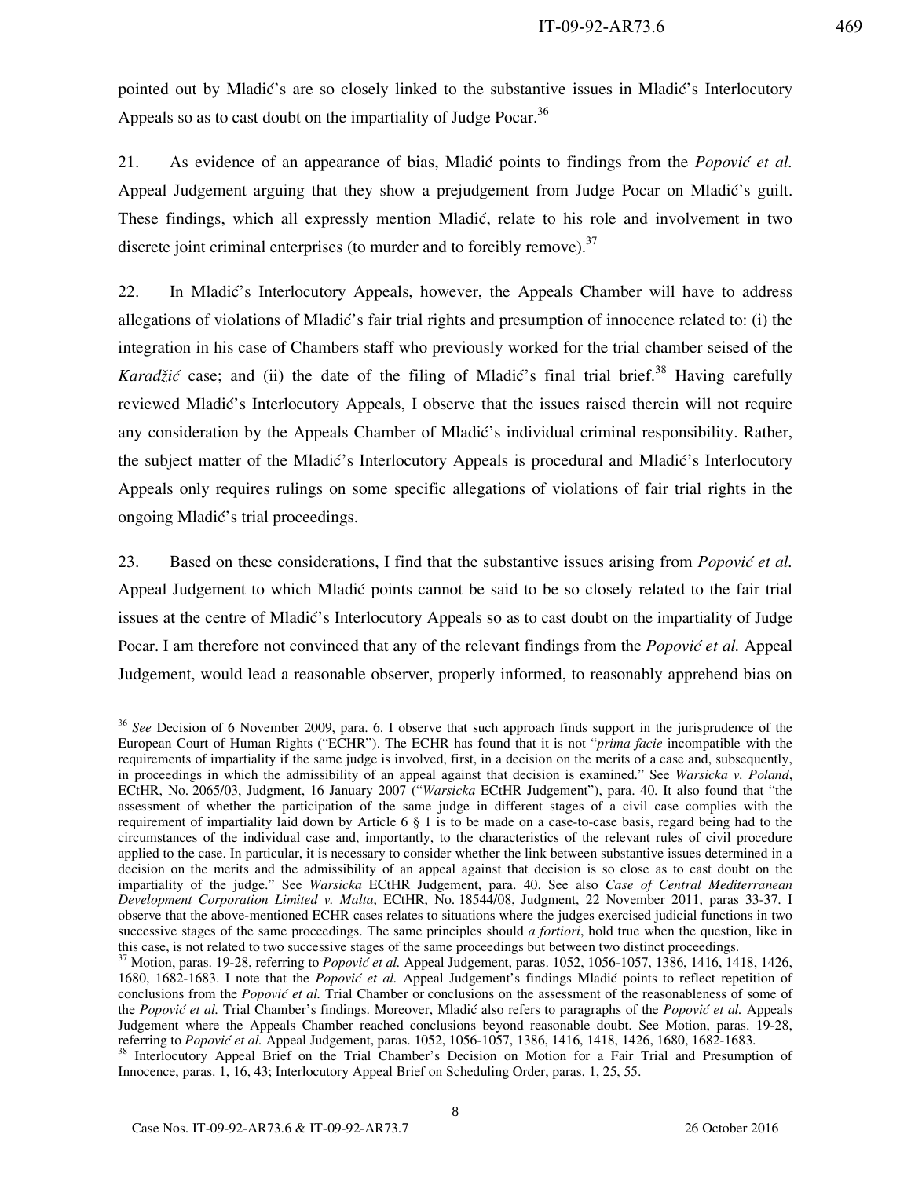pointed out by Mladić's are so closely linked to the substantive issues in Mladić's Interlocutory Appeals so as to cast doubt on the impartiality of Judge Pocar.[36]

21. As evidence of an appearance of bias, Mladić points to findings from the *Popović et al.* Appeal Judgement arguing that they show a prejudgement from Judge Pocar on Mladić's guilt. These findings, which all expressly mention Mladić, relate to his role and involvement in two discrete joint criminal enterprises (to murder and to forcibly remove).[37]

22. In Mladić's Interlocutory Appeals, however, the Appeals Chamber will have to address allegations of violations of Mladić's fair trial rights and presumption of innocence related to: (i) the integration in his case of Chambers staff who previously worked for the trial chamber seised of the *Karadžić* case; and (ii) the date of the filing of Mladić's final trial brief.[38] Having carefully reviewed Mladić's Interlocutory Appeals, I observe that the issues raised therein will not require any consideration by the Appeals Chamber of Mladić's individual criminal responsibility. Rather, the subject matter of the Mladić's Interlocutory Appeals is procedural and Mladić's Interlocutory Appeals only requires rulings on some specific allegations of violations of fair trial rights in the ongoing Mladić's trial proceedings.

23. Based on these considerations, I find that the substantive issues arising from *Popović et al.* Appeal Judgement to which Mladić points cannot be said to be so closely related to the fair trial issues at the centre of Mladić's Interlocutory Appeals so as to cast doubt on the impartiality of Judge Pocar. I am therefore not convinced that any of the relevant findings from the *Popović et al.* Appeal Judgement, would lead a reasonable observer, properly informed, to reasonably apprehend bias on

---

[36] *See* Decision of 6 November 2009, para. 6. I observe that such approach finds support in the jurisprudence of the European Court of Human Rights ("ECHR"). The ECHR has found that it is not "*prima facie* incompatible with the requirements of impartiality if the same judge is involved, first, in a decision on the merits of a case and, subsequently, in proceedings in which the admissibility of an appeal against that decision is examined." See *Warsicka v. Poland*, ECtHR, No. 2065/03, Judgment, 16 January 2007 ("*Warsicka* ECtHR Judgement"), para. 40. It also found that "the assessment of whether the participation of the same judge in different stages of a civil case complies with the requirement of impartiality laid down by Article 6 § 1 is to be made on a case-to-case basis, regard being had to the circumstances of the individual case and, importantly, to the characteristics of the relevant rules of civil procedure applied to the case. In particular, it is necessary to consider whether the link between substantive issues determined in a decision on the merits and the admissibility of an appeal against that decision is so close as to cast doubt on the impartiality of the judge." See *Warsicka* ECtHR Judgement, para. 40. See also *Case of Central Mediterranean Development Corporation Limited v. Malta*, ECtHR, No. 18544/08, Judgment, 22 November 2011, paras 33-37. I observe that the above-mentioned ECHR cases relates to situations where the judges exercised judicial functions in two successive stages of the same proceedings. The same principles should *a fortiori*, hold true when the question, like in this case, is not related to two successive stages of the same proceedings but between two distinct proceedings.

[37] Motion, paras. 19-28, referring to *Popović et al.* Appeal Judgement, paras. 1052, 1056-1057, 1386, 1416, 1418, 1426, 1680, 1682-1683. I note that the *Popović et al.* Appeal Judgement's findings Mladić points to reflect repetition of conclusions from the *Popović et al.* Trial Chamber or conclusions on the assessment of the reasonableness of some of the *Popović et al.* Trial Chamber's findings. Moreover, Mladić also refers to paragraphs of the *Popović et al.* Appeals Judgement where the Appeals Chamber reached conclusions beyond reasonable doubt. See Motion, paras. 19-28, referring to *Popović et al.* Appeal Judgement, paras. 1052, 1056-1057, 1386, 1416, 1418, 1426, 1680, 1682-1683.

[38] Interlocutory Appeal Brief on the Trial Chamber's Decision on Motion for a Fair Trial and Presumption of Innocence, paras. 1, 16, 43; Interlocutory Appeal Brief on Scheduling Order, paras. 1, 25, 55.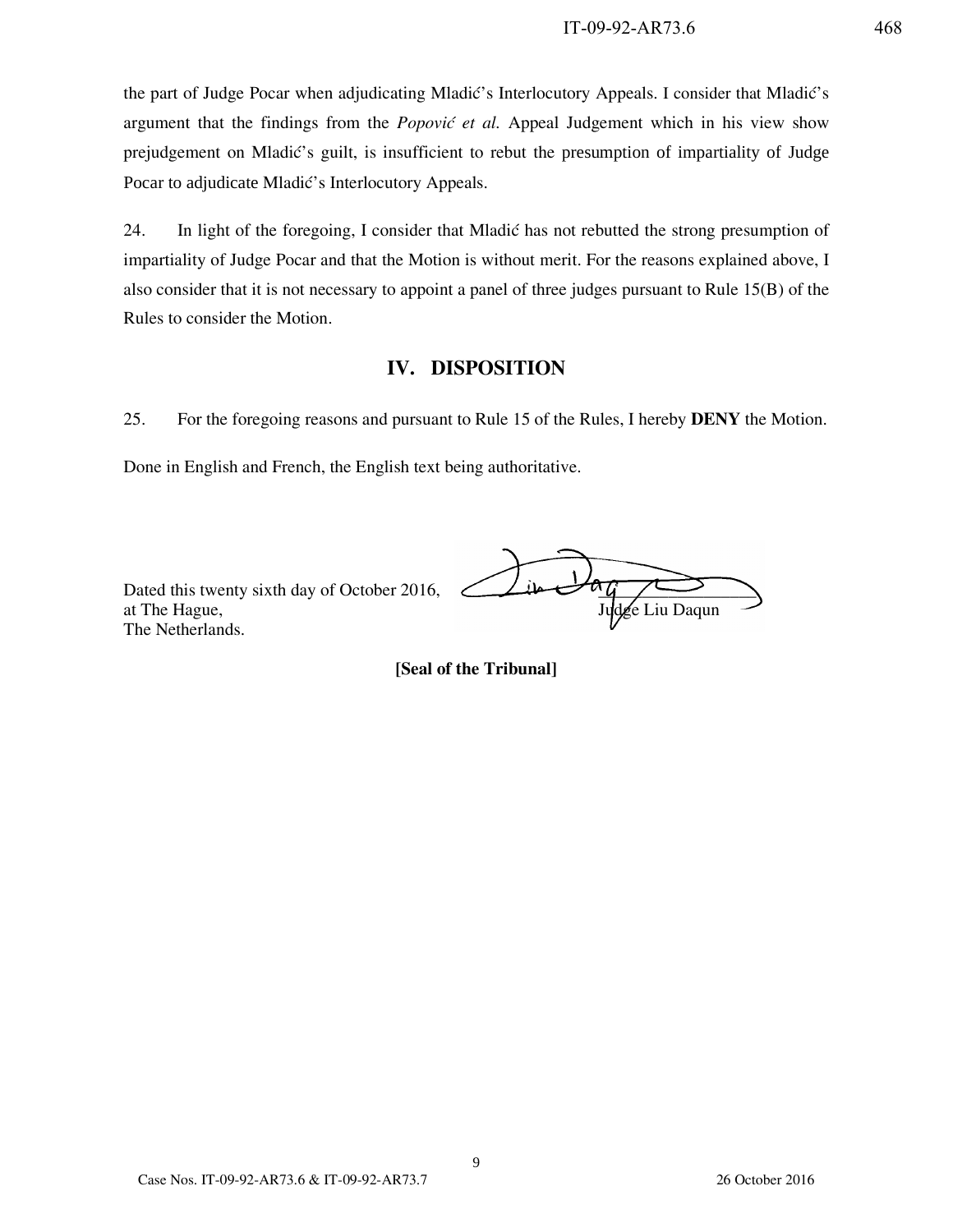the part of Judge Pocar when adjudicating Mladić's Interlocutory Appeals. I consider that Mladić's argument that the findings from the *Popović et al.* Appeal Judgement which in his view show prejudgement on Mladić's guilt, is insufficient to rebut the presumption of impartiality of Judge Pocar to adjudicate Mladić's Interlocutory Appeals.

24. In light of the foregoing, I consider that Mladić has not rebutted the strong presumption of impartiality of Judge Pocar and that the Motion is without merit. For the reasons explained above, I also consider that it is not necessary to appoint a panel of three judges pursuant to Rule 15(B) of the Rules to consider the Motion.

## IV. DISPOSITION

25. For the foregoing reasons and pursuant to Rule 15 of the Rules, I hereby **DENY** the Motion.

Done in English and French, the English text being authoritative.

Dated this twenty sixth day of October 2016,
at The Hague,
The Netherlands.

Judge Liu Daqun

**[Seal of the Tribunal]**